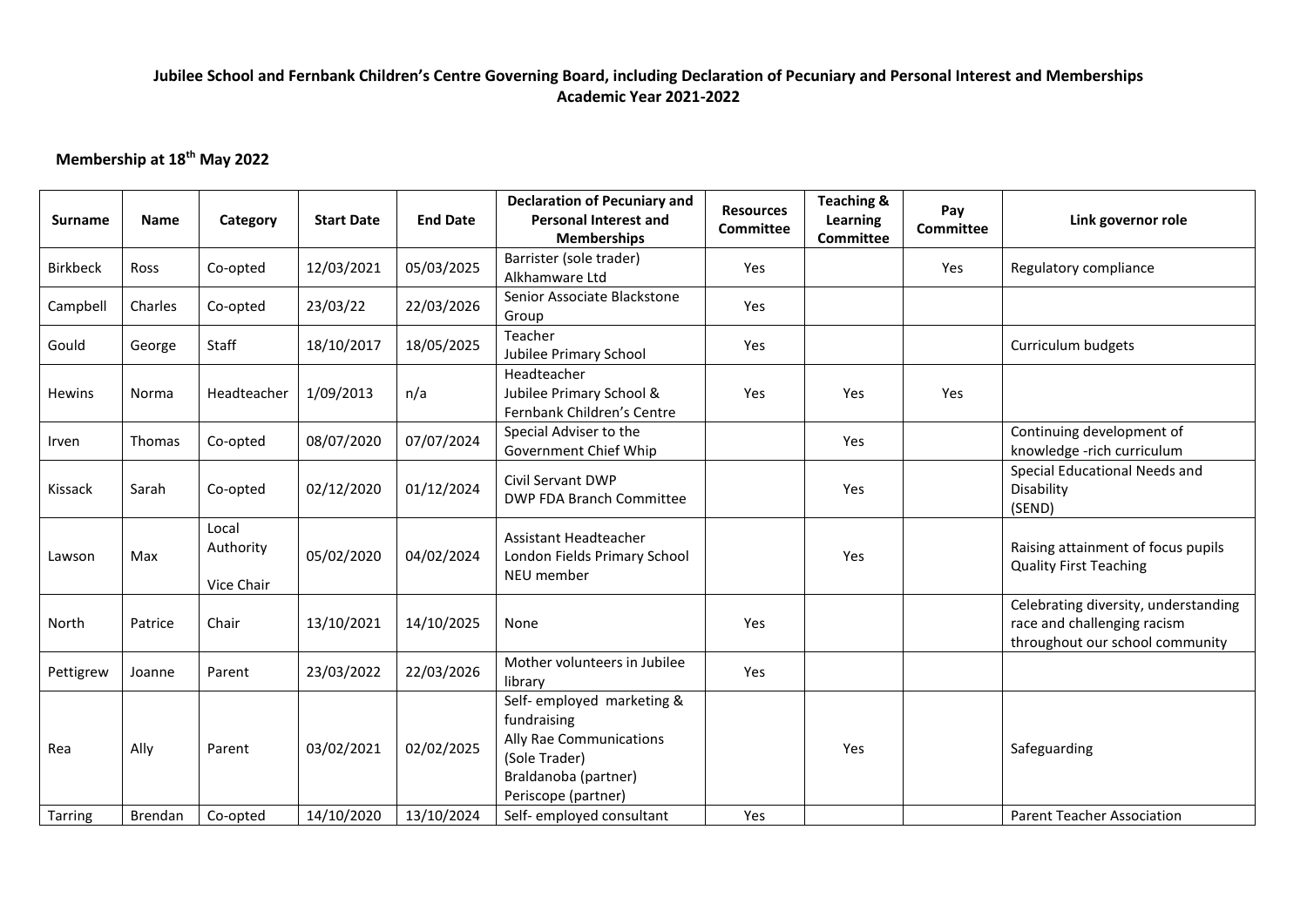**Jubilee School and Fernbank Children's Centre Governing Board, including Declaration of Pecuniary and Personal Interest and Memberships**
**Academic Year 2021-2022**

## Membership at 18th May 2022

| Surname | Name | Category | Start Date | End Date | Declaration of Pecuniary and Personal Interest and Memberships | Resources Committee | Teaching & Learning Committee | Pay Committee | Link governor role |
|---|---|---|---|---|---|---|---|---|---|
| Birkbeck | Ross | Co-opted | 12/03/2021 | 05/03/2025 | Barrister (sole trader) Alkhamware Ltd | Yes | | Yes | Regulatory compliance |
| Campbell | Charles | Co-opted | 23/03/22 | 22/03/2026 | Senior Associate Blackstone Group | Yes | | | |
| Gould | George | Staff | 18/10/2017 | 18/05/2025 | Teacher Jubilee Primary School | Yes | | | Curriculum budgets |
| Hewins | Norma | Headteacher | 1/09/2013 | n/a | Headteacher Jubilee Primary School & Fernbank Children's Centre | Yes | Yes | Yes | |
| Irven | Thomas | Co-opted | 08/07/2020 | 07/07/2024 | Special Adviser to the Government Chief Whip | | Yes | | Continuing development of knowledge -rich curriculum |
| Kissack | Sarah | Co-opted | 02/12/2020 | 01/12/2024 | Civil Servant DWP DWP FDA Branch Committee | | Yes | | Special Educational Needs and Disability (SEND) |
| Lawson | Max | Local Authority Vice Chair | 05/02/2020 | 04/02/2024 | Assistant Headteacher London Fields Primary School NEU member | | Yes | | Raising attainment of focus pupils Quality First Teaching |
| North | Patrice | Chair | 13/10/2021 | 14/10/2025 | None | Yes | | | Celebrating diversity, understanding race and challenging racism throughout our school community |
| Pettigrew | Joanne | Parent | 23/03/2022 | 22/03/2026 | Mother volunteers in Jubilee library | Yes | | | |
| Rea | Ally | Parent | 03/02/2021 | 02/02/2025 | Self- employed marketing & fundraising Ally Rae Communications (Sole Trader) Braldanoba (partner) Periscope (partner) | | Yes | | Safeguarding |
| Tarring | Brendan | Co-opted | 14/10/2020 | 13/10/2024 | Self- employed consultant | Yes | | | Parent Teacher Association |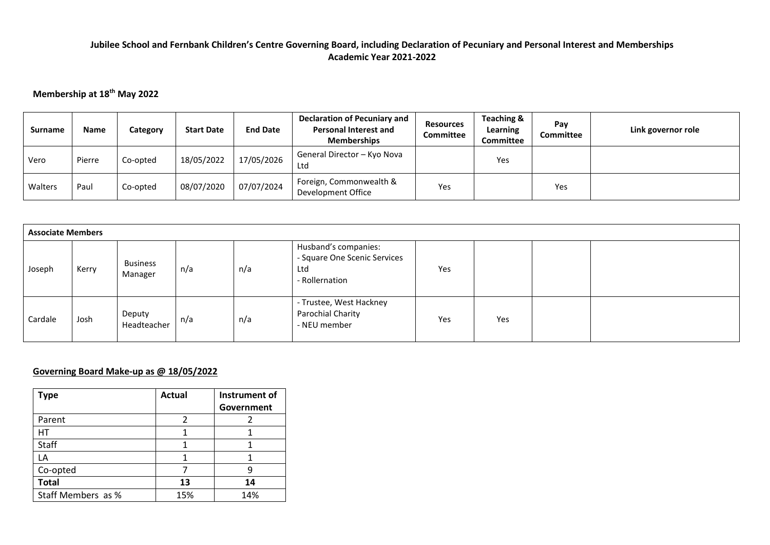**Jubilee School and Fernbank Children's Centre Governing Board, including Declaration of Pecuniary and Personal Interest and Memberships**
**Academic Year 2021-2022**

## Membership at 18th May 2022

| Surname | Name | Category | Start Date | End Date | Declaration of Pecuniary and Personal Interest and Memberships | Resources Committee | Teaching & Learning Committee | Pay Committee | Link governor role |
|---|---|---|---|---|---|---|---|---|---|
| Vero | Pierre | Co-opted | 18/05/2022 | 17/05/2026 | General Director – Kyo Nova Ltd | | Yes | | |
| Walters | Paul | Co-opted | 08/07/2020 | 07/07/2024 | Foreign, Commonwealth & Development Office | Yes | | Yes | |

| Associate Members | | | | | | | | | |
|---|---|---|---|---|---|---|---|---|---|
| Joseph | Kerry | Business Manager | n/a | n/a | Husband's companies:<br>- Square One Scenic Services Ltd<br>- Rollernation | Yes | | | |
| Cardale | Josh | Deputy Headteacher | n/a | n/a | - Trustee, West Hackney Parochial Charity<br>- NEU member | Yes | Yes | | |

## Governing Board Make-up as @ 18/05/2022

| Type | Actual | Instrument of Government |
|---|---|---|
| Parent | 2 | 2 |
| HT | 1 | 1 |
| Staff | 1 | 1 |
| LA | 1 | 1 |
| Co-opted | 7 | 9 |
| **Total** | **13** | **14** |
| Staff Members as % | 15% | 14% |